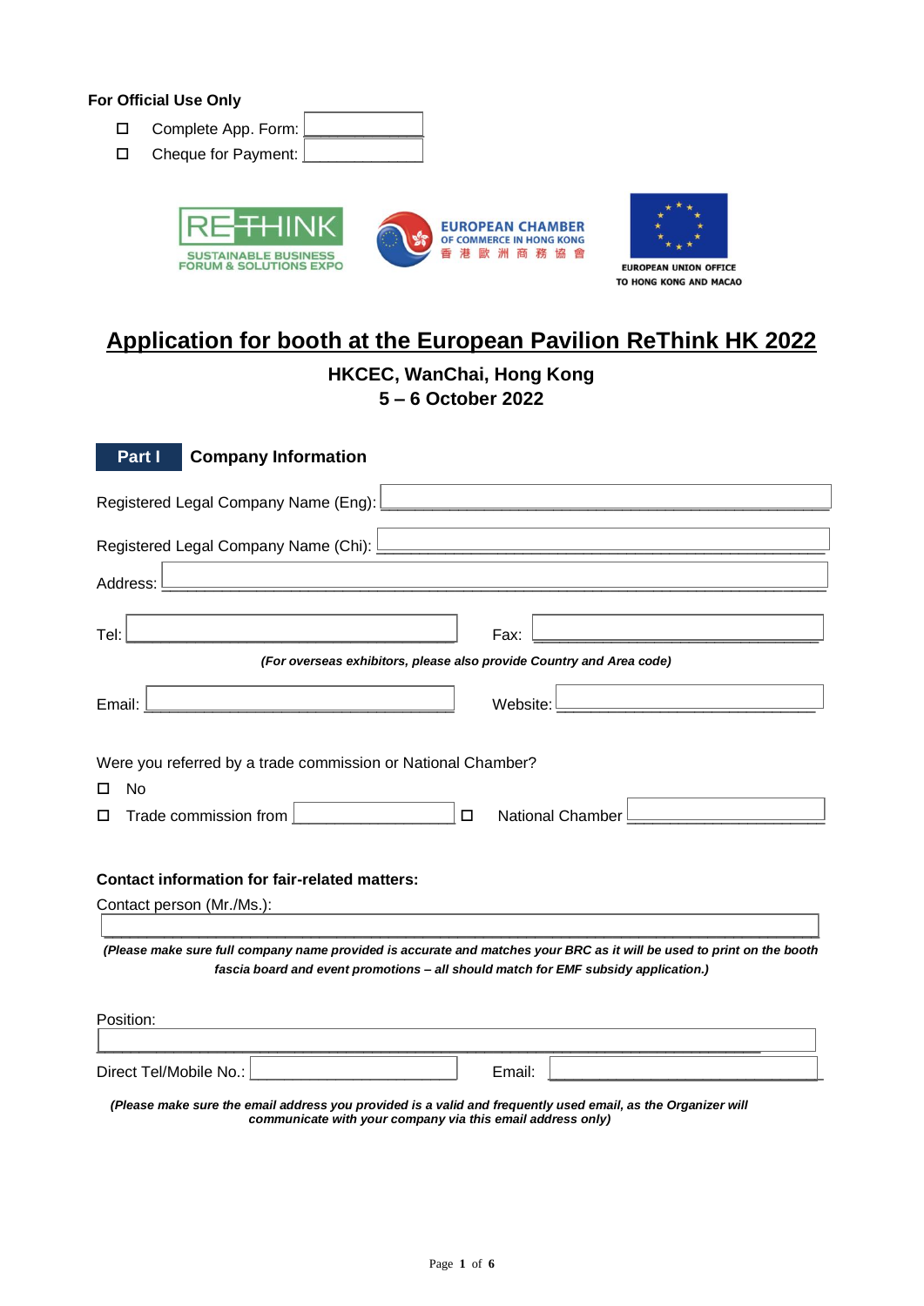**For Official Use Only**

- ☐ Complete App. Form: ______________
- ☐ Cheque for Payment: ______________

RETHINK SUSTAINABLE BUSINESS FORUM & SOLUTIONS EXPO

EUROPEAN CHAMBER OF COMMERCE IN HONG KONG 香港歐洲商務協會

EUROPEAN UNION OFFICE TO HONG KONG AND MACAO

# Application for booth at the European Pavilion ReThink HK 2022

### HKCEC, WanChai, Hong Kong
### 5 – 6 October 2022

## Part I Company Information

Registered Legal Company Name (Eng): ______________________________________________

Registered Legal Company Name (Chi): ______________________________________________

Address: ________________________________________________________________

Tel: ______________________________ Fax: ______________________________

***(For overseas exhibitors, please also provide Country and Area code)***

Email: ______________________________ Website: ______________________________

Were you referred by a trade commission or National Chamber?

- ☐ No
- ☐ Trade commission from ________________ ☐ National Chamber ________________

**Contact information for fair-related matters:**

Contact person (Mr./Ms.):

________________________________________________________________

***(Please make sure full company name provided is accurate and matches your BRC as it will be used to print on the booth fascia board and event promotions – all should match for EMF subsidy application.)***

Position:

________________________________________________________________

Direct Tel/Mobile No.: ______________________ Email: ______________________

***(Please make sure the email address you provided is a valid and frequently used email, as the Organizer will communicate with your company via this email address only)***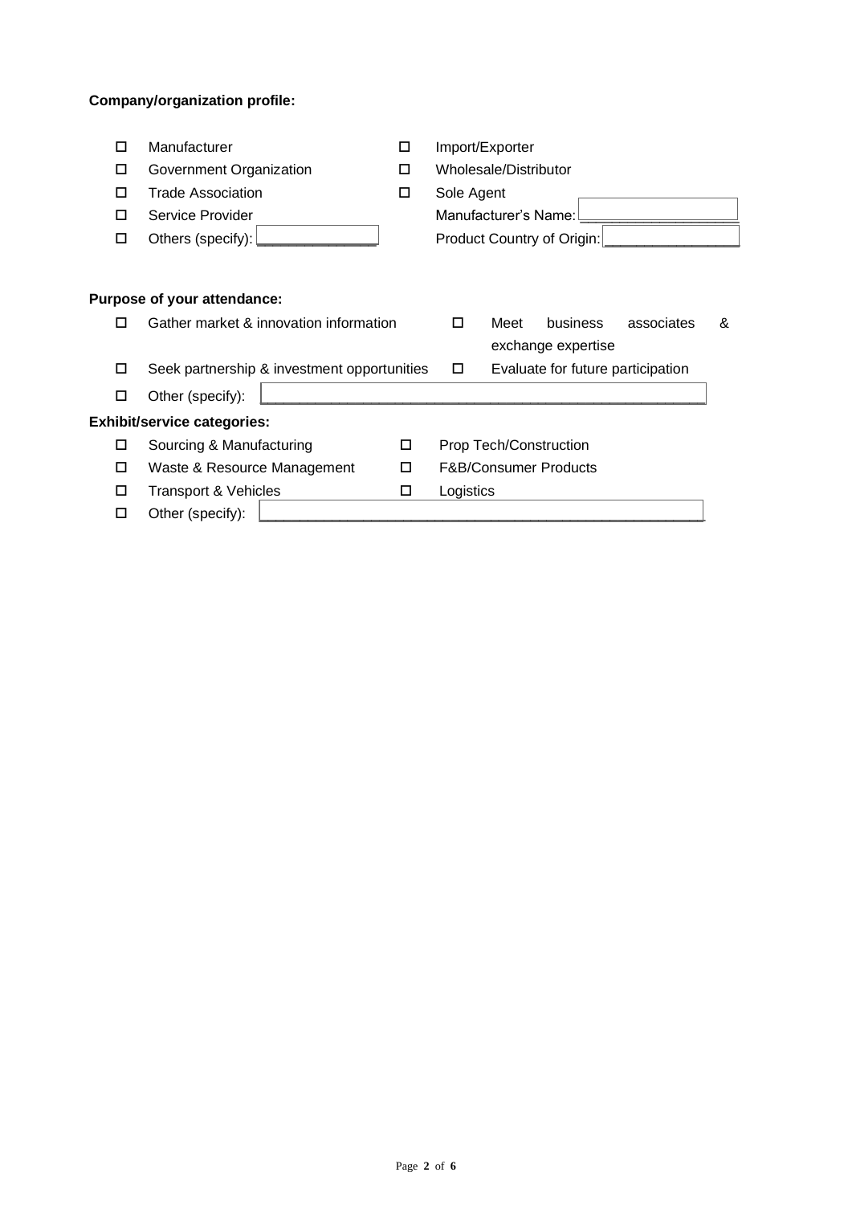**Company/organization profile:**

- ☐ Manufacturer
- ☐ Government Organization
- ☐ Trade Association
- ☐ Service Provider
- ☐ Others (specify): ______________
- ☐ Import/Exporter
- ☐ Wholesale/Distributor
- ☐ Sole Agent

  Manufacturer's Name: ___________________

  Product Country of Origin: ________________

**Purpose of your attendance:**

- ☐ Gather market & innovation information
- ☐ Meet business associates & exchange expertise
- ☐ Seek partnership & investment opportunities
- ☐ Evaluate for future participation
- ☐ Other (specify): ________________________________________________

**Exhibit/service categories:**

- ☐ Sourcing & Manufacturing
- ☐ Prop Tech/Construction
- ☐ Waste & Resource Management
- ☐ F&B/Consumer Products
- ☐ Transport & Vehicles
- ☐ Logistics
- ☐ Other (specify): ________________________________________________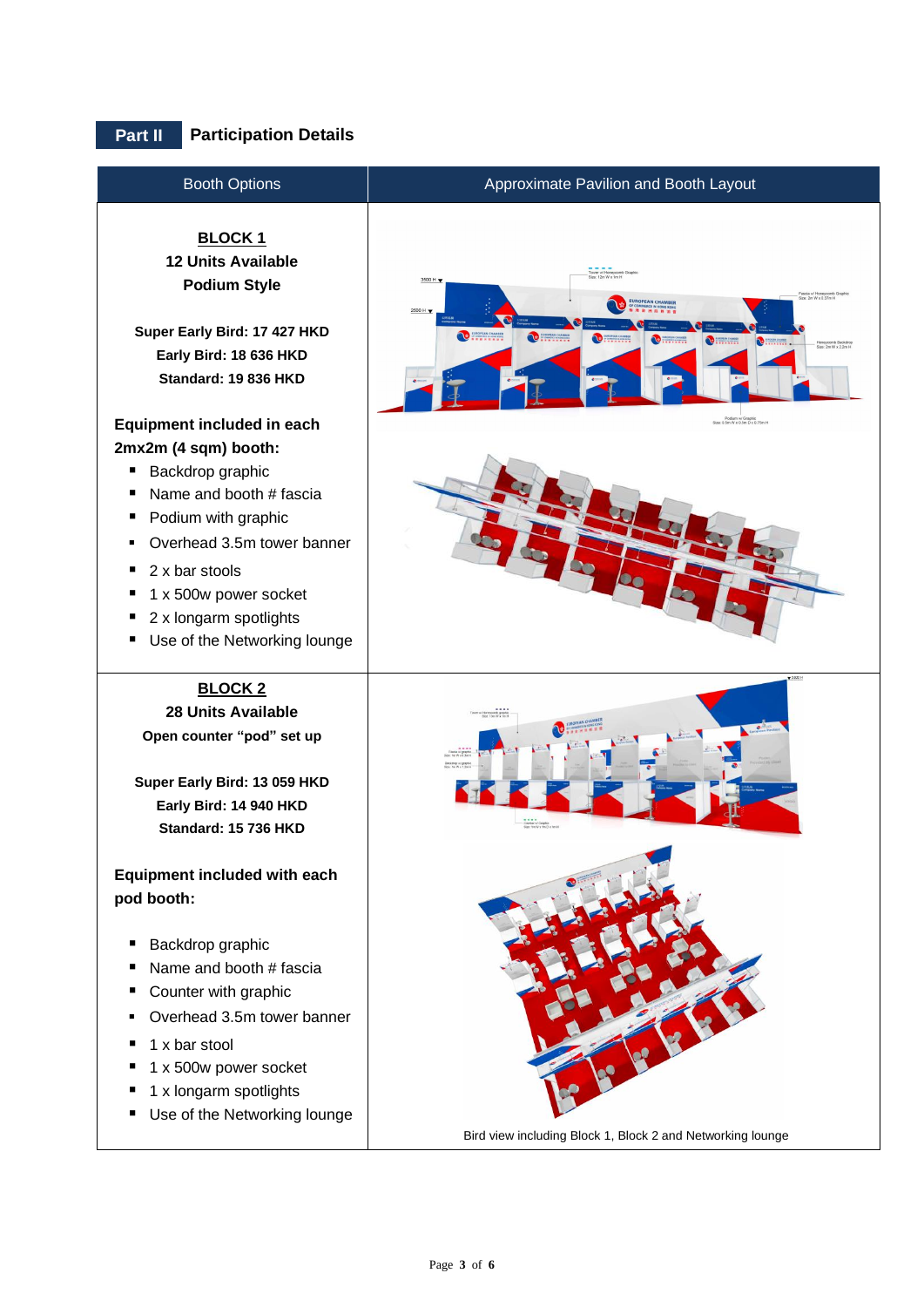## Part II Participation Details

| Booth Options | Approximate Pavilion and Booth Layout |
|---|---|
| **BLOCK 1**<br>**12 Units Available**<br>**Podium Style**<br><br>**Super Early Bird: 17 427 HKD**<br>**Early Bird: 18 636 HKD**<br>**Standard: 19 836 HKD**<br><br>**Equipment included in each 2mx2m (4 sqm) booth:**<br>▪ Backdrop graphic<br>▪ Name and booth # fascia<br>▪ Podium with graphic<br>▪ Overhead 3.5m tower banner<br>▪ 2 x bar stools<br>▪ 1 x 500w power socket<br>▪ 2 x longarm spotlights<br>▪ Use of the Networking lounge | |
| **BLOCK 2**<br>**28 Units Available**<br>**Open counter "pod" set up**<br><br>**Super Early Bird: 13 059 HKD**<br>**Early Bird: 14 940 HKD**<br>**Standard: 15 736 HKD**<br><br>**Equipment included with each pod booth:**<br>▪ Backdrop graphic<br>▪ Name and booth # fascia<br>▪ Counter with graphic<br>▪ Overhead 3.5m tower banner<br>▪ 1 x bar stool<br>▪ 1 x 500w power socket<br>▪ 1 x longarm spotlights<br>▪ Use of the Networking lounge | Bird view including Block 1, Block 2 and Networking lounge |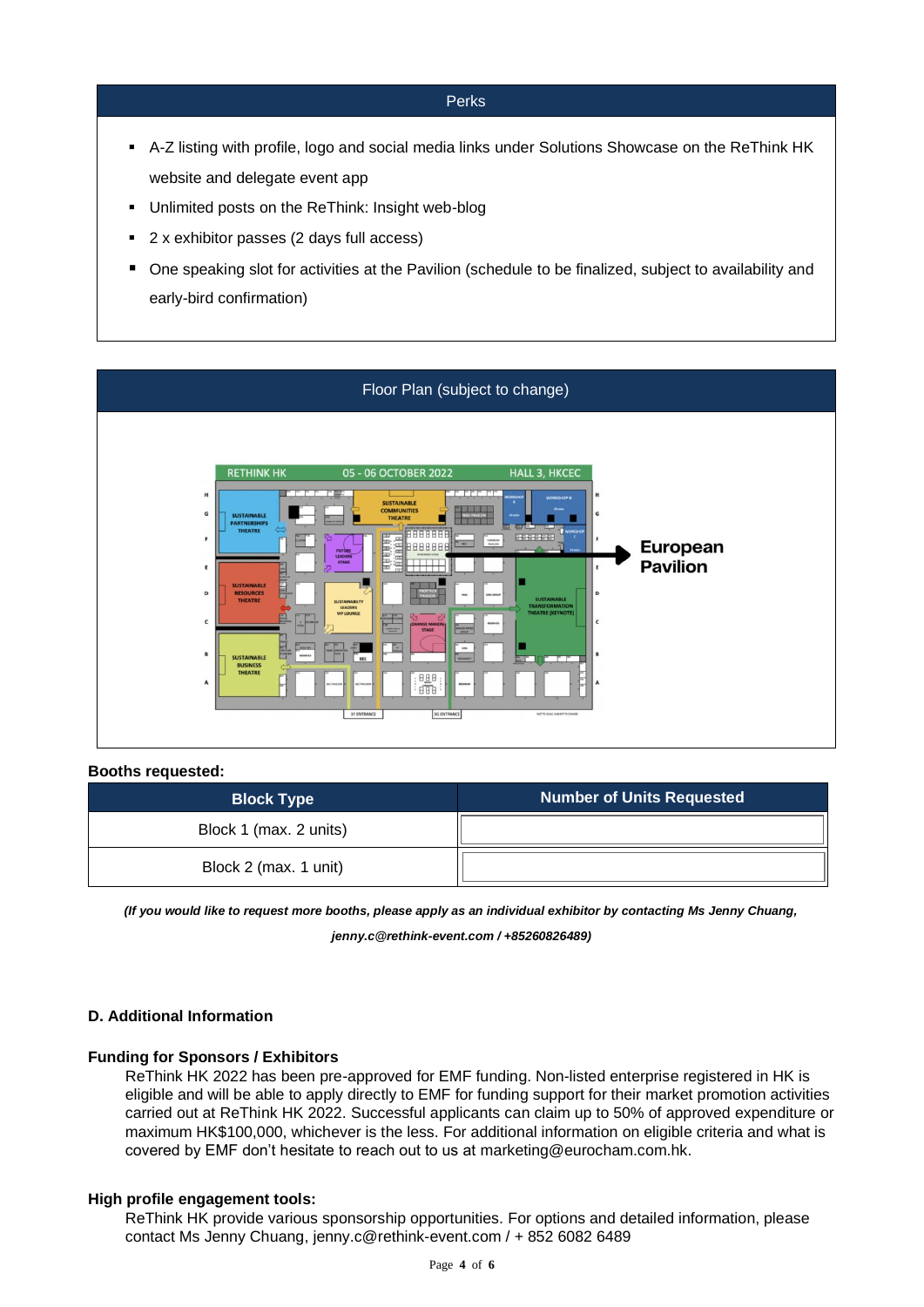## Perks

- A-Z listing with profile, logo and social media links under Solutions Showcase on the ReThink HK website and delegate event app
- Unlimited posts on the ReThink: Insight web-blog
- 2 x exhibitor passes (2 days full access)
- One speaking slot for activities at the Pavilion (schedule to be finalized, subject to availability and early-bird confirmation)

## Floor Plan (subject to change)

**Booths requested:**

| Block Type | Number of Units Requested |
|---|---|
| Block 1 (max. 2 units) | |
| Block 2 (max. 1 unit) | |

***(If you would like to request more booths, please apply as an individual exhibitor by contacting Ms Jenny Chuang, jenny.c@rethink-event.com / +85260826489)***

### D. Additional Information

**Funding for Sponsors / Exhibitors**

ReThink HK 2022 has been pre-approved for EMF funding. Non-listed enterprise registered in HK is eligible and will be able to apply directly to EMF for funding support for their market promotion activities carried out at ReThink HK 2022. Successful applicants can claim up to 50% of approved expenditure or maximum HK$100,000, whichever is the less. For additional information on eligible criteria and what is covered by EMF don't hesitate to reach out to us at marketing@eurocham.com.hk.

**High profile engagement tools:**

ReThink HK provide various sponsorship opportunities. For options and detailed information, please contact Ms Jenny Chuang, jenny.c@rethink-event.com / + 852 6082 6489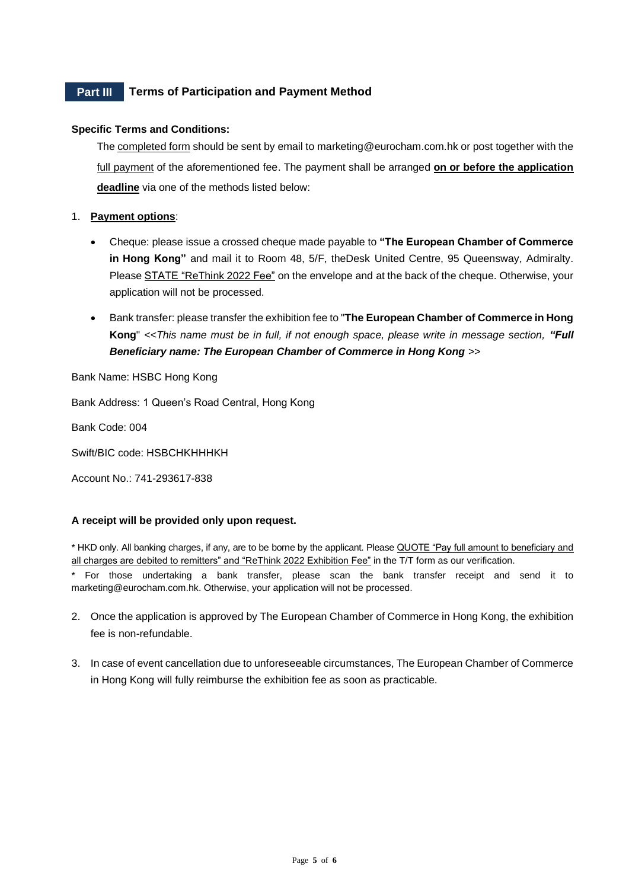## Part III Terms of Participation and Payment Method

**Specific Terms and Conditions:**

The completed form should be sent by email to marketing@eurocham.com.hk or post together with the full payment of the aforementioned fee. The payment shall be arranged **on or before the application deadline** via one of the methods listed below:

1. **Payment options**:

   - Cheque: please issue a crossed cheque made payable to **"The European Chamber of Commerce in Hong Kong"** and mail it to Room 48, 5/F, theDesk United Centre, 95 Queensway, Admiralty. Please STATE "ReThink 2022 Fee" on the envelope and at the back of the cheque. Otherwise, your application will not be processed.

   - Bank transfer: please transfer the exhibition fee to "**The European Chamber of Commerce in Hong Kong**" <<*This name must be in full, if not enough space, please write in message section,* ***"Full Beneficiary name: The European Chamber of Commerce in Hong Kong*** >>

Bank Name: HSBC Hong Kong

Bank Address: 1 Queen's Road Central, Hong Kong

Bank Code: 004

Swift/BIC code: HSBCHKHHHKH

Account No.: 741-293617-838

**A receipt will be provided only upon request.**

* HKD only. All banking charges, if any, are to be borne by the applicant. Please QUOTE "Pay full amount to beneficiary and all charges are debited to remitters" and "ReThink 2022 Exhibition Fee" in the T/T form as our verification.

* For those undertaking a bank transfer, please scan the bank transfer receipt and send it to marketing@eurocham.com.hk. Otherwise, your application will not be processed.

2. Once the application is approved by The European Chamber of Commerce in Hong Kong, the exhibition fee is non-refundable.

3. In case of event cancellation due to unforeseeable circumstances, The European Chamber of Commerce in Hong Kong will fully reimburse the exhibition fee as soon as practicable.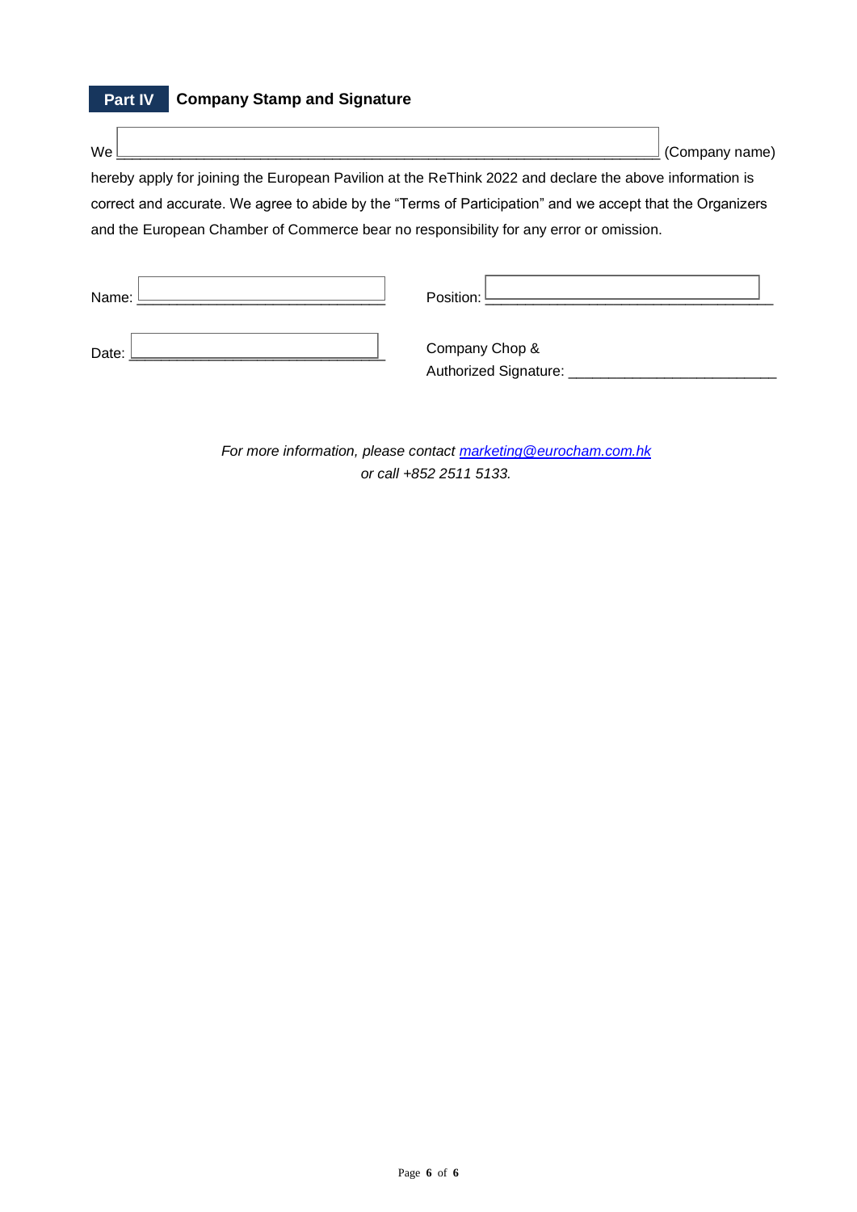## Part IV Company Stamp and Signature

We ______________________________________________ (Company name) hereby apply for joining the European Pavilion at the ReThink 2022 and declare the above information is correct and accurate. We agree to abide by the "Terms of Participation" and we accept that the Organizers and the European Chamber of Commerce bear no responsibility for any error or omission.

Name: ______________________________ Position: ______________________________

Date: ______________________________ Company Chop & Authorized Signature: ______________________________

*For more information, please contact [marketing@eurocham.com.hk](mailto:marketing@eurocham.com.hk) or call +852 2511 5133.*